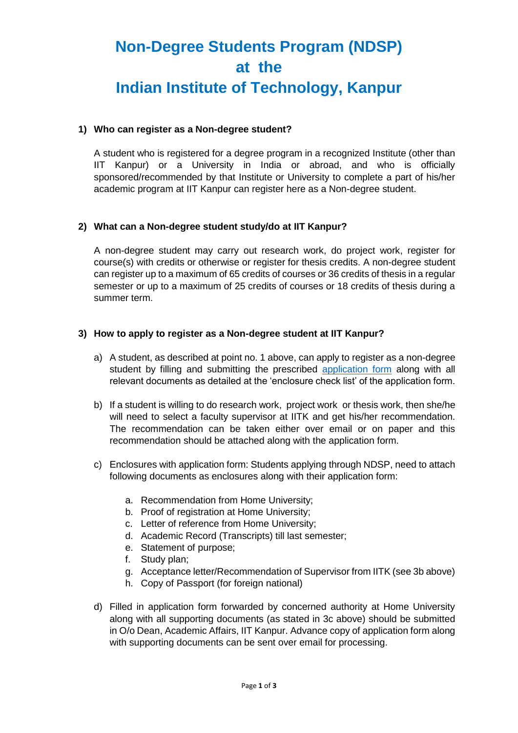# Non-Degree Students Program (NDSP) at the Indian Institute of Technology, Kanpur

**1) Who can register as a Non-degree student?**

A student who is registered for a degree program in a recognized Institute (other than IIT Kanpur) or a University in India or abroad, and who is officially sponsored/recommended by that Institute or University to complete a part of his/her academic program at IIT Kanpur can register here as a Non-degree student.

**2) What can a Non-degree student study/do at IIT Kanpur?**

A non-degree student may carry out research work, do project work, register for course(s) with credits or otherwise or register for thesis credits. A non-degree student can register up to a maximum of 65 credits of courses or 36 credits of thesis in a regular semester or up to a maximum of 25 credits of courses or 18 credits of thesis during a summer term.

**3) How to apply to register as a Non-degree student at IIT Kanpur?**

a) A student, as described at point no. 1 above, can apply to register as a non-degree student by filling and submitting the prescribed application form along with all relevant documents as detailed at the 'enclosure check list' of the application form.

b) If a student is willing to do research work, project work or thesis work, then she/he will need to select a faculty supervisor at IITK and get his/her recommendation. The recommendation can be taken either over email or on paper and this recommendation should be attached along with the application form.

c) Enclosures with application form: Students applying through NDSP, need to attach following documents as enclosures along with their application form:

   a. Recommendation from Home University;
   b. Proof of registration at Home University;
   c. Letter of reference from Home University;
   d. Academic Record (Transcripts) till last semester;
   e. Statement of purpose;
   f. Study plan;
   g. Acceptance letter/Recommendation of Supervisor from IITK (see 3b above)
   h. Copy of Passport (for foreign national)

d) Filled in application form forwarded by concerned authority at Home University along with all supporting documents (as stated in 3c above) should be submitted in O/o Dean, Academic Affairs, IIT Kanpur. Advance copy of application form along with supporting documents can be sent over email for processing.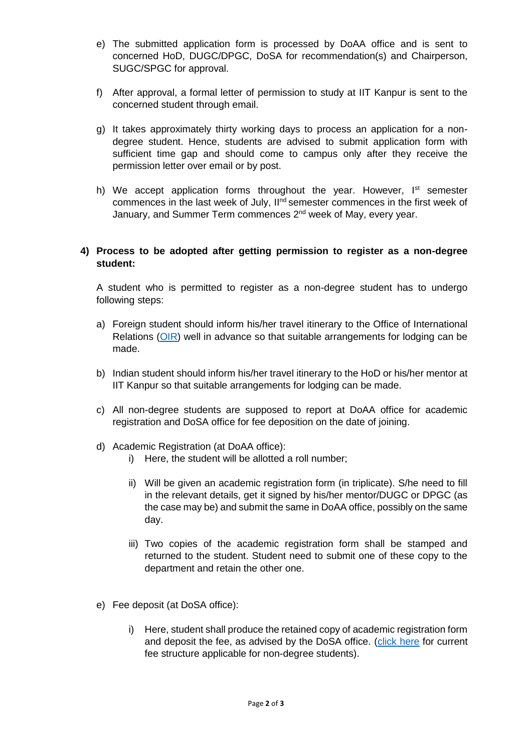e) The submitted application form is processed by DoAA office and is sent to concerned HoD, DUGC/DPGC, DoSA for recommendation(s) and Chairperson, SUGC/SPGC for approval.

f) After approval, a formal letter of permission to study at IIT Kanpur is sent to the concerned student through email.

g) It takes approximately thirty working days to process an application for a non-degree student. Hence, students are advised to submit application form with sufficient time gap and should come to campus only after they receive the permission letter over email or by post.

h) We accept application forms throughout the year. However, I[st] semester commences in the last week of July, II[nd] semester commences in the first week of January, and Summer Term commences 2[nd] week of May, every year.

**4) Process to be adopted after getting permission to register as a non-degree student:**

A student who is permitted to register as a non-degree student has to undergo following steps:

a) Foreign student should inform his/her travel itinerary to the Office of International Relations (OIR) well in advance so that suitable arrangements for lodging can be made.

b) Indian student should inform his/her travel itinerary to the HoD or his/her mentor at IIT Kanpur so that suitable arrangements for lodging can be made.

c) All non-degree students are supposed to report at DoAA office for academic registration and DoSA office for fee deposition on the date of joining.

d) Academic Registration (at DoAA office):

   i) Here, the student will be allotted a roll number;

   ii) Will be given an academic registration form (in triplicate). S/he need to fill in the relevant details, get it signed by his/her mentor/DUGC or DPGC (as the case may be) and submit the same in DoAA office, possibly on the same day.

   iii) Two copies of the academic registration form shall be stamped and returned to the student. Student need to submit one of these copy to the department and retain the other one.

e) Fee deposit (at DoSA office):

   i) Here, student shall produce the retained copy of academic registration form and deposit the fee, as advised by the DoSA office. (click here for current fee structure applicable for non-degree students).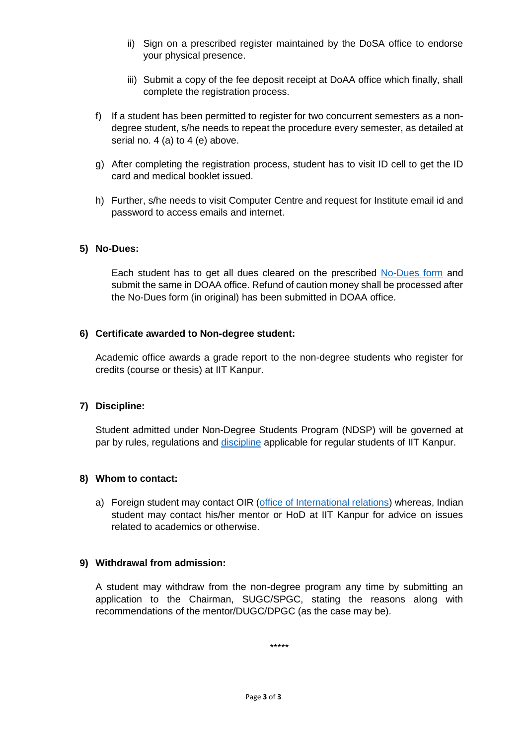ii) Sign on a prescribed register maintained by the DoSA office to endorse your physical presence.

iii) Submit a copy of the fee deposit receipt at DoAA office which finally, shall complete the registration process.

f) If a student has been permitted to register for two concurrent semesters as a non-degree student, s/he needs to repeat the procedure every semester, as detailed at serial no. 4 (a) to 4 (e) above.

g) After completing the registration process, student has to visit ID cell to get the ID card and medical booklet issued.

h) Further, s/he needs to visit Computer Centre and request for Institute email id and password to access emails and internet.

**5) No-Dues:**

Each student has to get all dues cleared on the prescribed No-Dues form and submit the same in DOAA office. Refund of caution money shall be processed after the No-Dues form (in original) has been submitted in DOAA office.

**6) Certificate awarded to Non-degree student:**

Academic office awards a grade report to the non-degree students who register for credits (course or thesis) at IIT Kanpur.

**7) Discipline:**

Student admitted under Non-Degree Students Program (NDSP) will be governed at par by rules, regulations and discipline applicable for regular students of IIT Kanpur.

**8) Whom to contact:**

a) Foreign student may contact OIR (office of International relations) whereas, Indian student may contact his/her mentor or HoD at IIT Kanpur for advice on issues related to academics or otherwise.

**9) Withdrawal from admission:**

A student may withdraw from the non-degree program any time by submitting an application to the Chairman, SUGC/SPGC, stating the reasons along with recommendations of the mentor/DUGC/DPGC (as the case may be).

*****